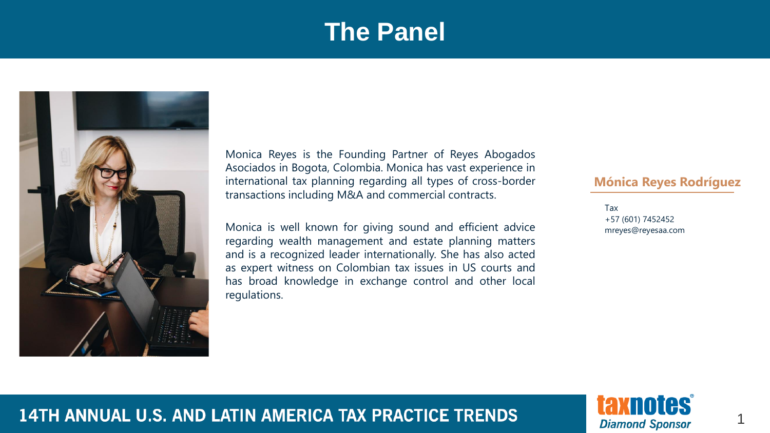# The Panel

Monica Reyes is the Founding Partner of Reyes Abogados Asociados in Bogota, Colombia. Monica has vast experience in international tax planning regarding all types of cross-border transactions including M&A and commercial contracts.

Monica is well known for giving sound and efficient advice regarding wealth management and estate planning matters and is a recognized leader internationally. She has also acted as expert witness on Colombian tax issues in US courts and has broad knowledge in exchange control and other local regulations.

## Mónica Reyes Rodríguez

Tax
+57 (601) 7452452
mreyes@reyesaa.com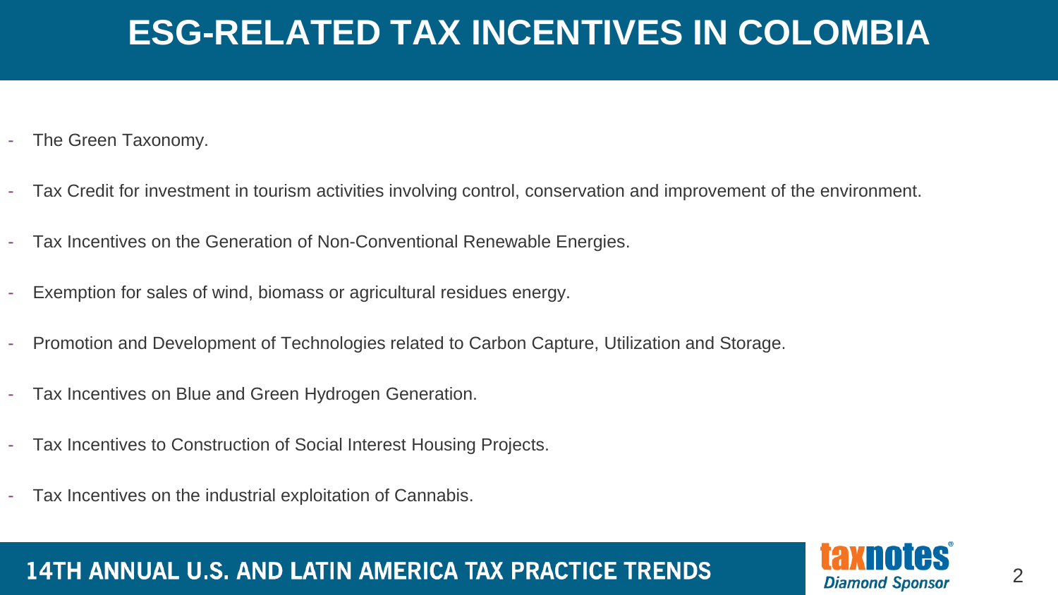# ESG-RELATED TAX INCENTIVES IN COLOMBIA

- The Green Taxonomy.
- Tax Credit for investment in tourism activities involving control, conservation and improvement of the environment.
- Tax Incentives on the Generation of Non-Conventional Renewable Energies.
- Exemption for sales of wind, biomass or agricultural residues energy.
- Promotion and Development of Technologies related to Carbon Capture, Utilization and Storage.
- Tax Incentives on Blue and Green Hydrogen Generation.
- Tax Incentives to Construction of Social Interest Housing Projects.
- Tax Incentives on the industrial exploitation of Cannabis.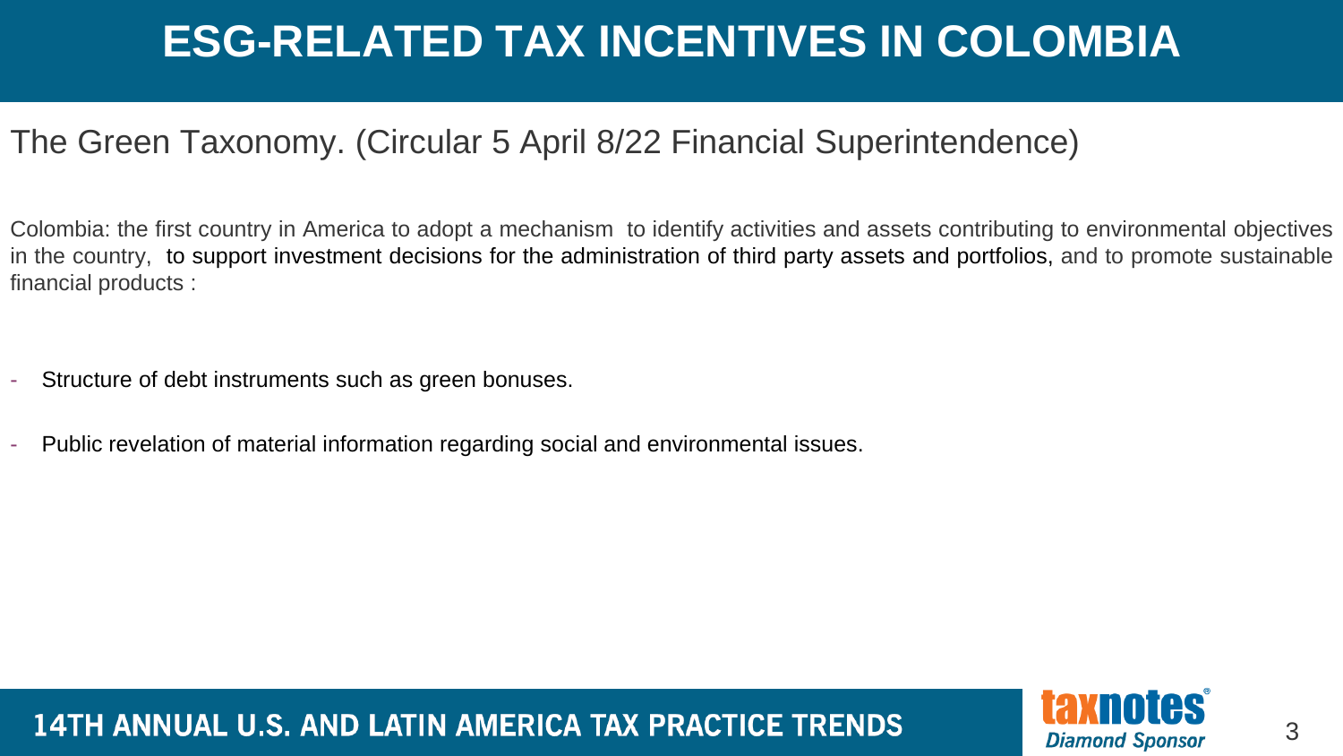# ESG-RELATED TAX INCENTIVES IN COLOMBIA

## The Green Taxonomy. (Circular 5 April 8/22 Financial Superintendence)

Colombia: the first country in America to adopt a mechanism to identify activities and assets contributing to environmental objectives in the country, to support investment decisions for the administration of third party assets and portfolios, and to promote sustainable financial products :

- Structure of debt instruments such as green bonuses.
- Public revelation of material information regarding social and environmental issues.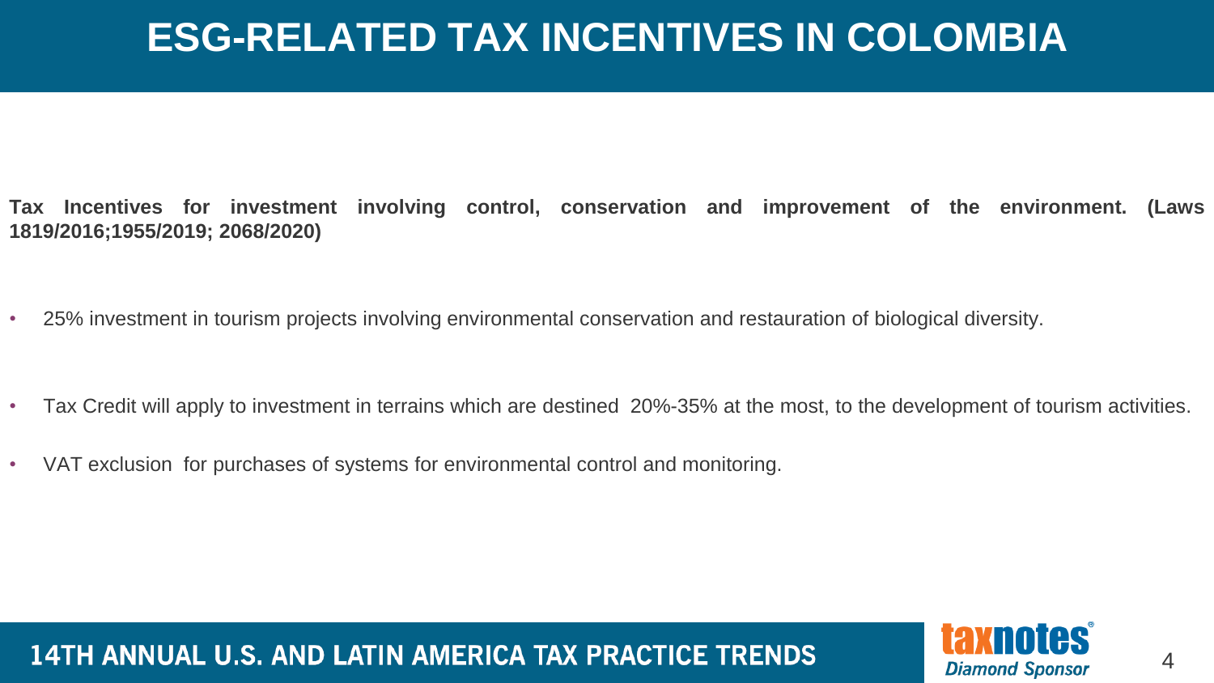# ESG-RELATED TAX INCENTIVES IN COLOMBIA

**Tax Incentives for investment involving control, conservation and improvement of the environment. (Laws 1819/2016;1955/2019; 2068/2020)**

- 25% investment in tourism projects involving environmental conservation and restauration of biological diversity.
- Tax Credit will apply to investment in terrains which are destined 20%-35% at the most, to the development of tourism activities.
- VAT exclusion for purchases of systems for environmental control and monitoring.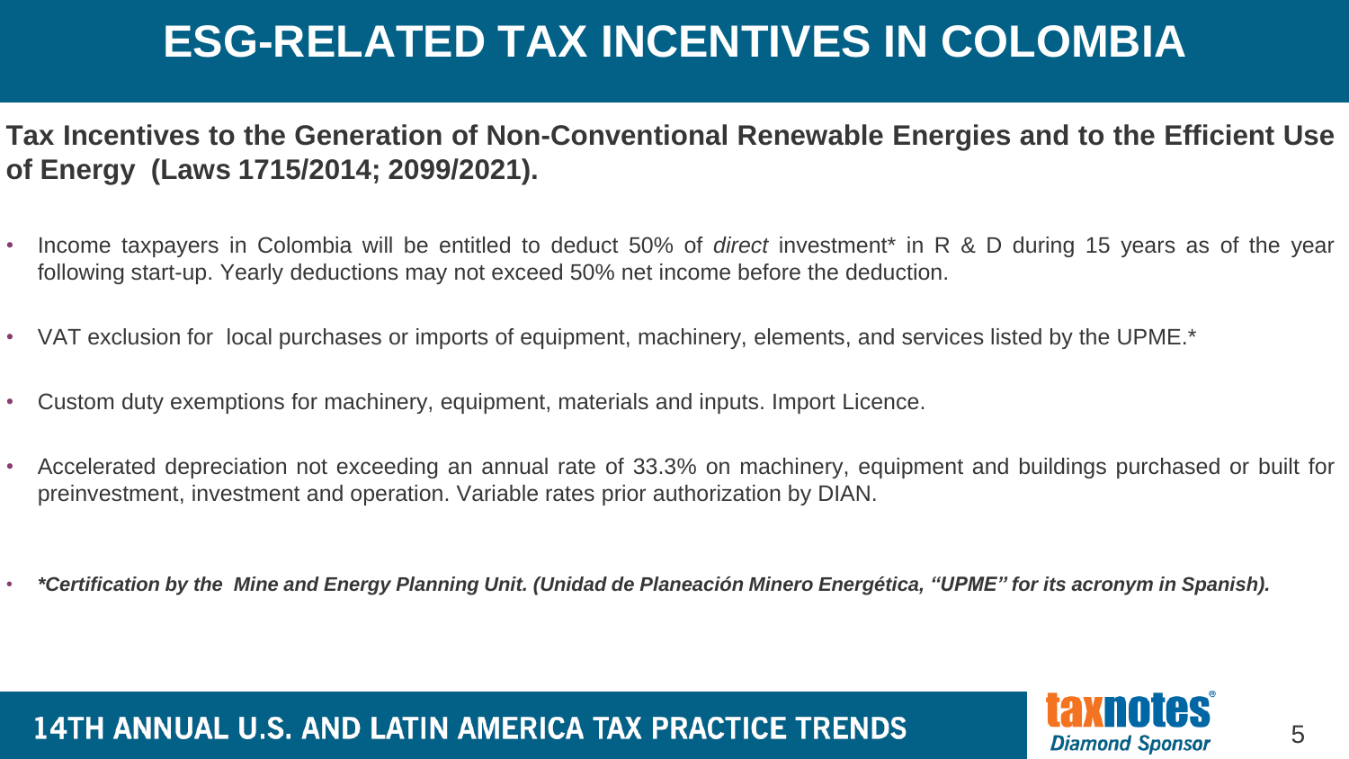# ESG-RELATED TAX INCENTIVES IN COLOMBIA

**Tax Incentives to the Generation of Non-Conventional Renewable Energies and to the Efficient Use of Energy (Laws 1715/2014; 2099/2021).**

- Income taxpayers in Colombia will be entitled to deduct 50% of *direct* investment* in R & D during 15 years as of the year following start-up. Yearly deductions may not exceed 50% net income before the deduction.
- VAT exclusion for local purchases or imports of equipment, machinery, elements, and services listed by the UPME.*
- Custom duty exemptions for machinery, equipment, materials and inputs. Import Licence.
- Accelerated depreciation not exceeding an annual rate of 33.3% on machinery, equipment and buildings purchased or built for preinvestment, investment and operation. Variable rates prior authorization by DIAN.
- ***Certification by the Mine and Energy Planning Unit. (Unidad de Planeación Minero Energética, "UPME" for its acronym in Spanish).***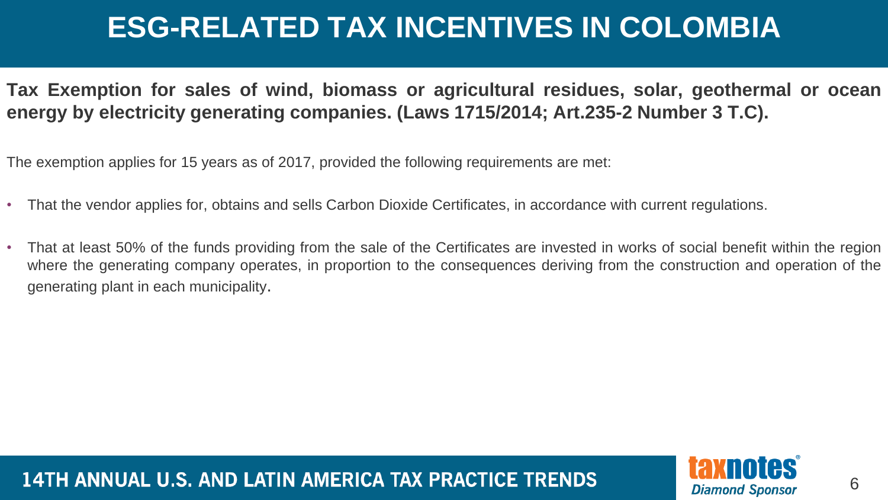# ESG-RELATED TAX INCENTIVES IN COLOMBIA

**Tax Exemption for sales of wind, biomass or agricultural residues, solar, geothermal or ocean energy by electricity generating companies. (Laws 1715/2014; Art.235-2 Number 3 T.C).**

The exemption applies for 15 years as of 2017, provided the following requirements are met:

- That the vendor applies for, obtains and sells Carbon Dioxide Certificates, in accordance with current regulations.
- That at least 50% of the funds providing from the sale of the Certificates are invested in works of social benefit within the region where the generating company operates, in proportion to the consequences deriving from the construction and operation of the generating plant in each municipality.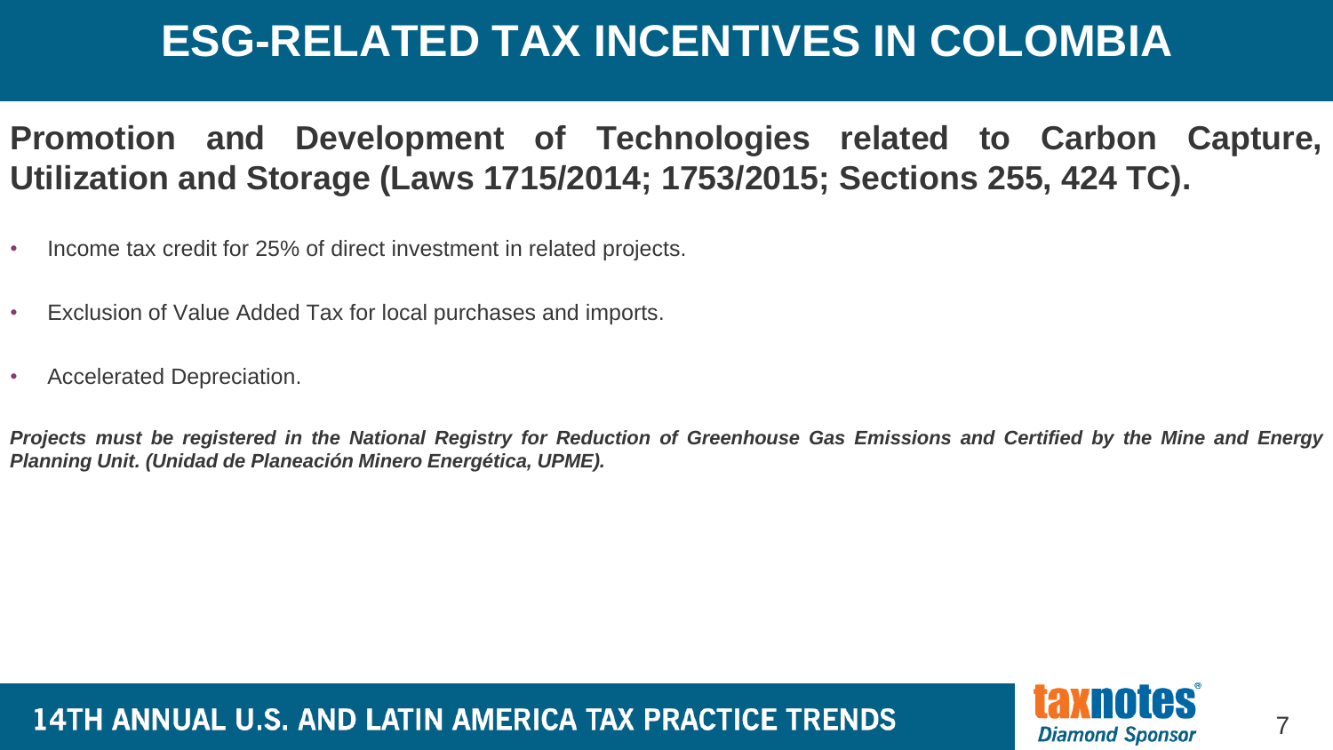# ESG-RELATED TAX INCENTIVES IN COLOMBIA

## Promotion and Development of Technologies related to Carbon Capture, Utilization and Storage (Laws 1715/2014; 1753/2015; Sections 255, 424 TC).

- Income tax credit for 25% of direct investment in related projects.
- Exclusion of Value Added Tax for local purchases and imports.
- Accelerated Depreciation.

***Projects must be registered in the National Registry for Reduction of Greenhouse Gas Emissions and Certified by the Mine and Energy Planning Unit. (Unidad de Planeación Minero Energética, UPME).***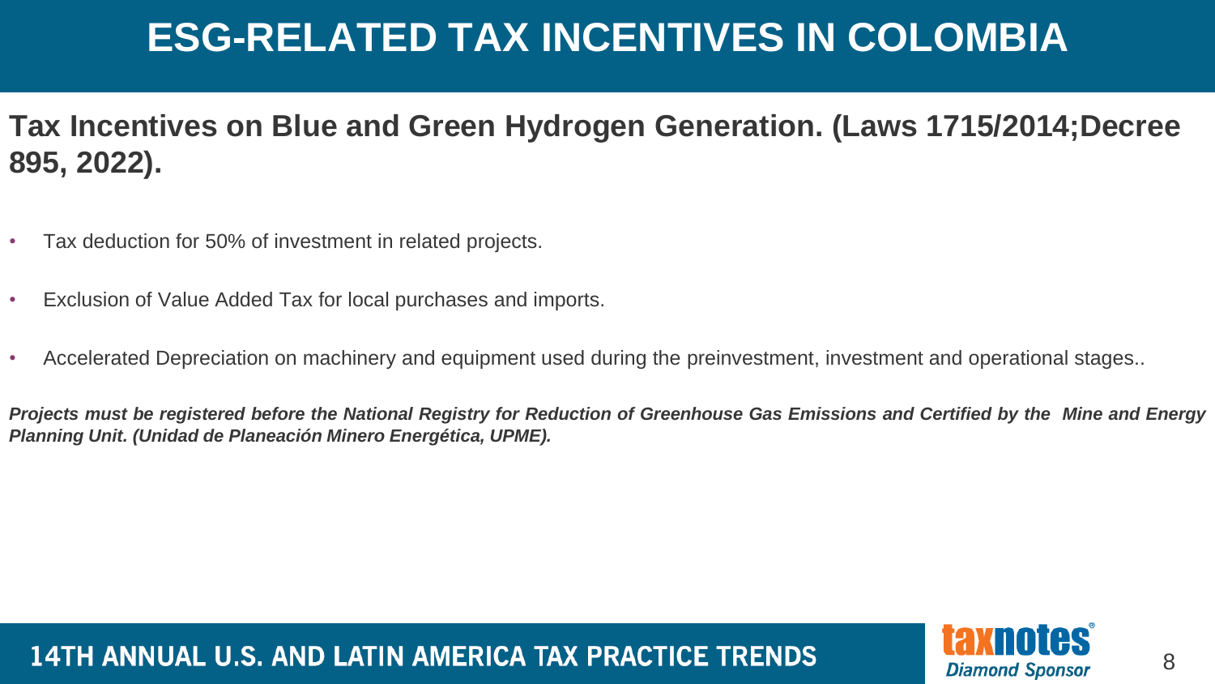# ESG-RELATED TAX INCENTIVES IN COLOMBIA

## Tax Incentives on Blue and Green Hydrogen Generation. (Laws 1715/2014;Decree 895, 2022).

- Tax deduction for 50% of investment in related projects.
- Exclusion of Value Added Tax for local purchases and imports.
- Accelerated Depreciation on machinery and equipment used during the preinvestment, investment and operational stages..

***Projects must be registered before the National Registry for Reduction of Greenhouse Gas Emissions and Certified by the Mine and Energy Planning Unit. (Unidad de Planeación Minero Energética, UPME).***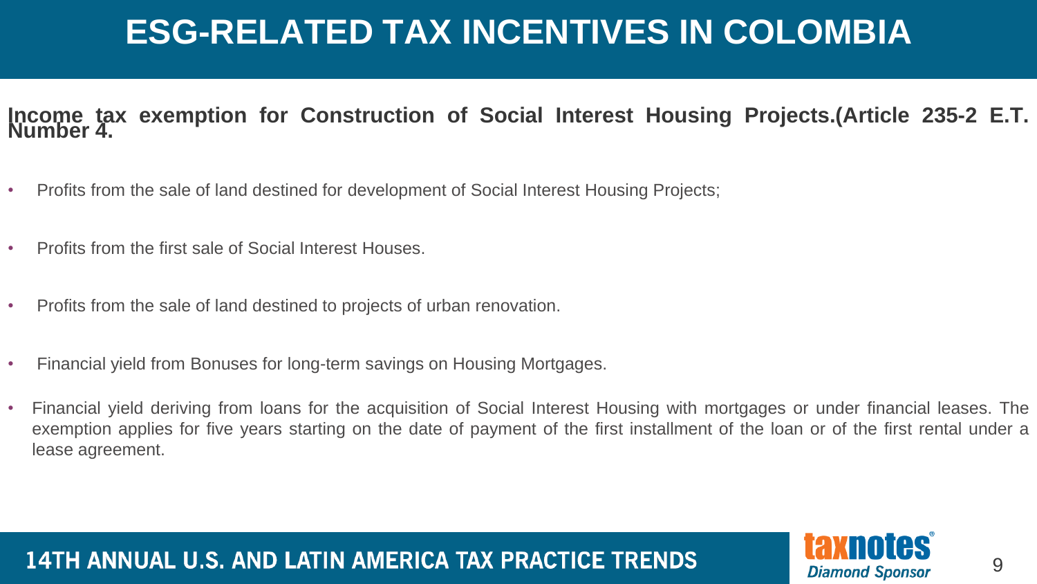# ESG-RELATED TAX INCENTIVES IN COLOMBIA

**Income tax exemption for Construction of Social Interest Housing Projects.(Article 235-2 E.T. Number 4.**

- Profits from the sale of land destined for development of Social Interest Housing Projects;
- Profits from the first sale of Social Interest Houses.
- Profits from the sale of land destined to projects of urban renovation.
- Financial yield from Bonuses for long-term savings on Housing Mortgages.
- Financial yield deriving from loans for the acquisition of Social Interest Housing with mortgages or under financial leases. The exemption applies for five years starting on the date of payment of the first installment of the loan or of the first rental under a lease agreement.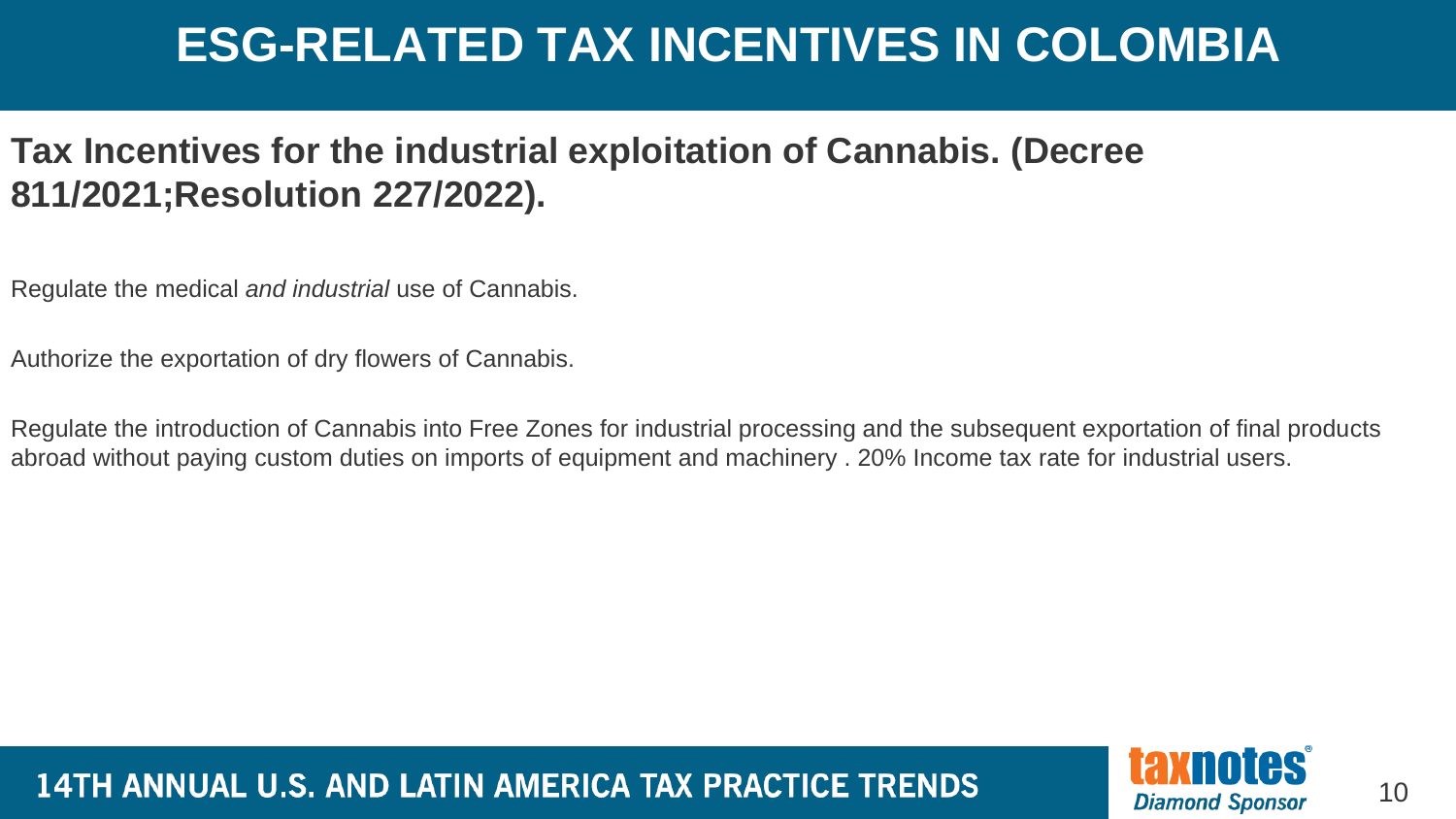# ESG-RELATED TAX INCENTIVES IN COLOMBIA

## Tax Incentives for the industrial exploitation of Cannabis. (Decree 811/2021;Resolution 227/2022).

Regulate the medical *and industrial* use of Cannabis.

Authorize the exportation of dry flowers of Cannabis.

Regulate the introduction of Cannabis into Free Zones for industrial processing and the subsequent exportation of final products abroad without paying custom duties on imports of equipment and machinery . 20% Income tax rate for industrial users.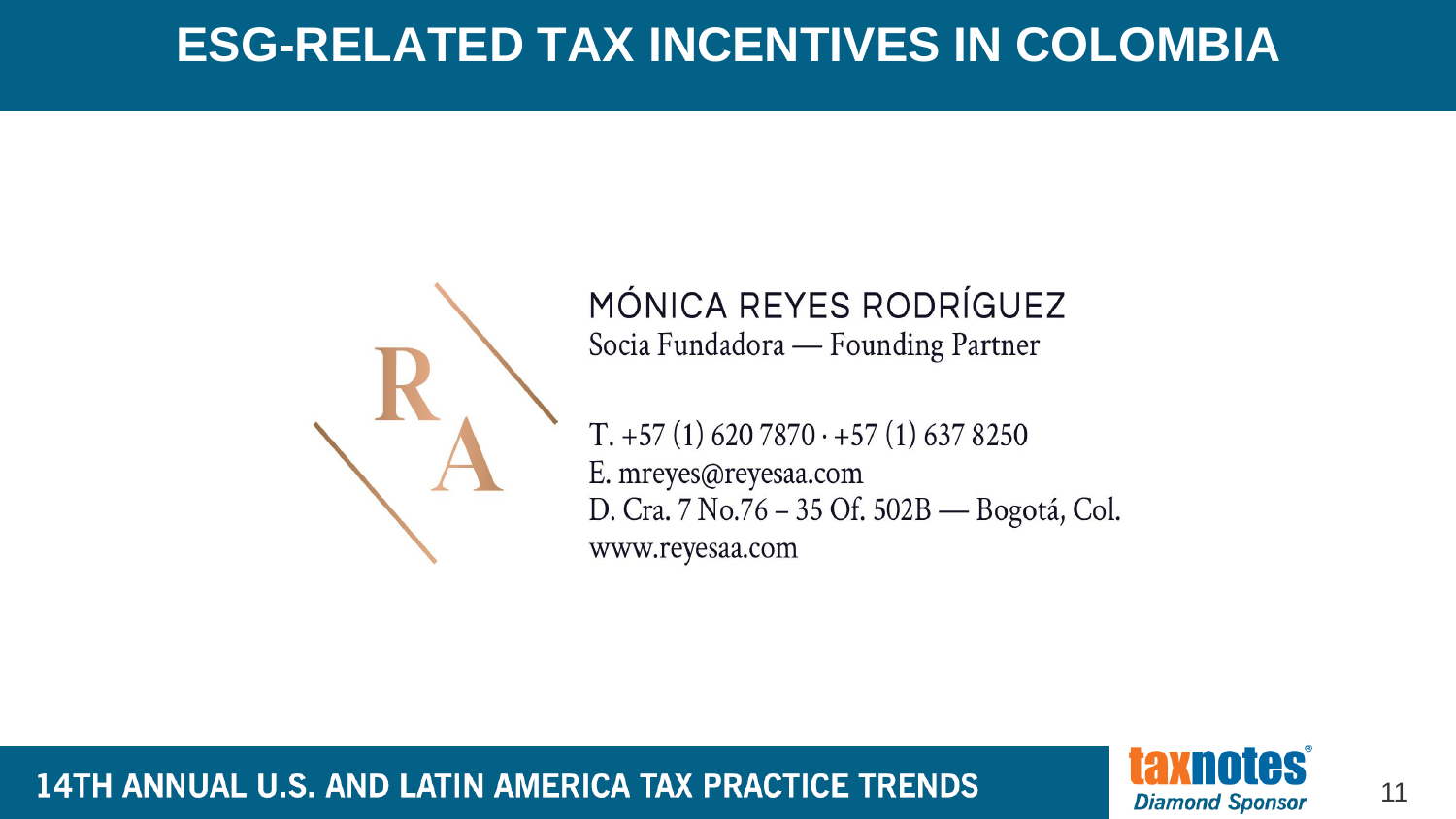# ESG-RELATED TAX INCENTIVES IN COLOMBIA

R A

MÓNICA REYES RODRÍGUEZ

Socia Fundadora — Founding Partner

T. +57 (1) 620 7870 · +57 (1) 637 8250

E. mreyes@reyesaa.com

D. Cra. 7 No.76 – 35 Of. 502B — Bogotá, Col.

www.reyesaa.com